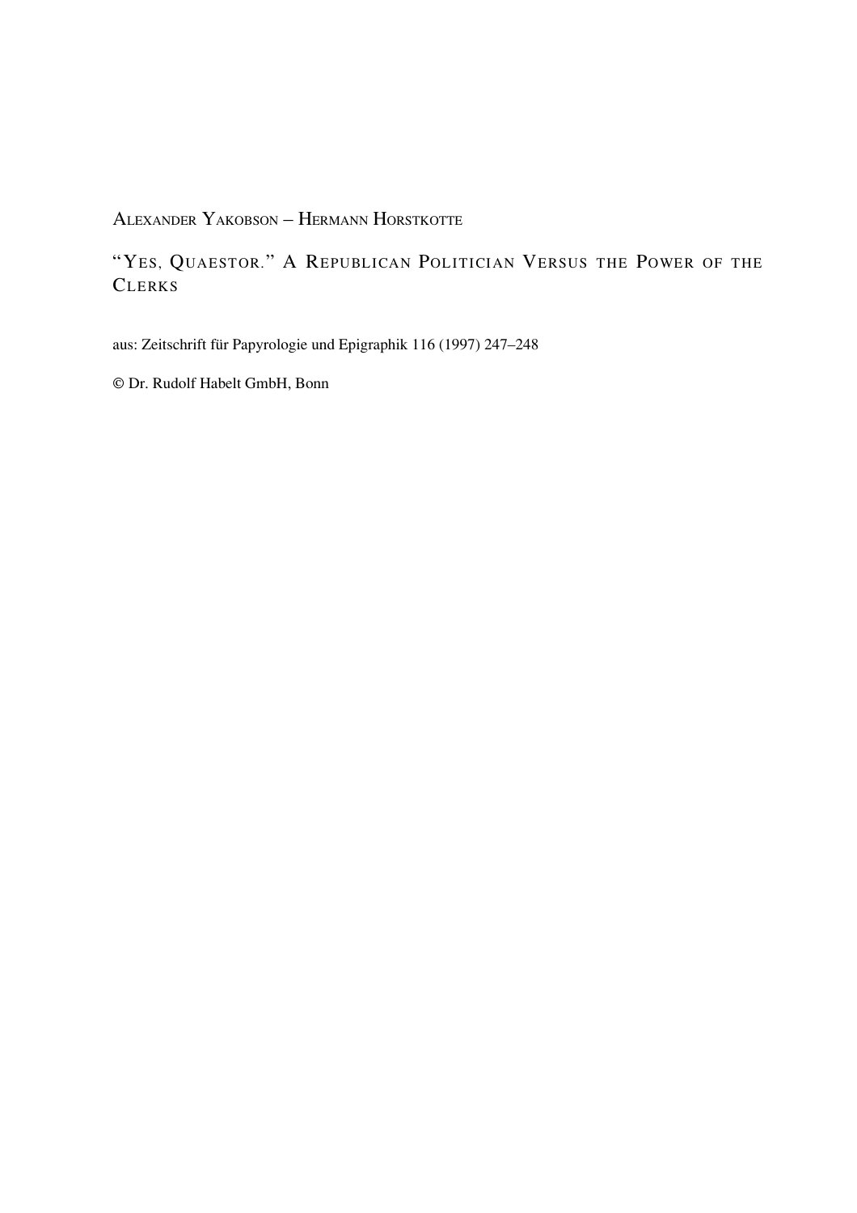Alexander Yakobson – Hermann Horstkotte

# "Yes, Quaestor." A Republican Politician Versus the Power of the Clerks

aus: Zeitschrift für Papyrologie und Epigraphik 116 (1997) 247–248

© Dr. Rudolf Habelt GmbH, Bonn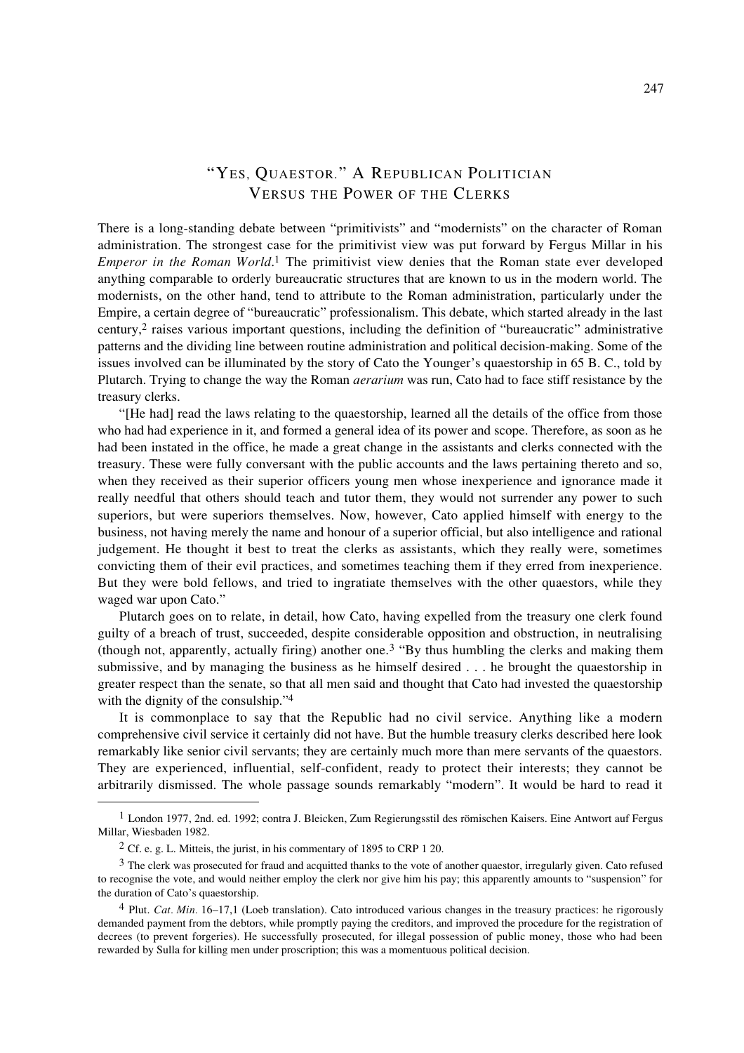# "YES, QUAESTOR." A REPUBLICAN POLITICIAN VERSUS THE POWER OF THE CLERKS

There is a long-standing debate between "primitivists" and "modernists" on the character of Roman administration. The strongest case for the primitivist view was put forward by Fergus Millar in his *Emperor in the Roman World*.[1] The primitivist view denies that the Roman state ever developed anything comparable to orderly bureaucratic structures that are known to us in the modern world. The modernists, on the other hand, tend to attribute to the Roman administration, particularly under the Empire, a certain degree of "bureaucratic" professionalism. This debate, which started already in the last century,[2] raises various important questions, including the definition of "bureaucratic" administrative patterns and the dividing line between routine administration and political decision-making. Some of the issues involved can be illuminated by the story of Cato the Younger's quaestorship in 65 B. C., told by Plutarch. Trying to change the way the Roman *aerarium* was run, Cato had to face stiff resistance by the treasury clerks.

"[He had] read the laws relating to the quaestorship, learned all the details of the office from those who had had experience in it, and formed a general idea of its power and scope. Therefore, as soon as he had been instated in the office, he made a great change in the assistants and clerks connected with the treasury. These were fully conversant with the public accounts and the laws pertaining thereto and so, when they received as their superior officers young men whose inexperience and ignorance made it really needful that others should teach and tutor them, they would not surrender any power to such superiors, but were superiors themselves. Now, however, Cato applied himself with energy to the business, not having merely the name and honour of a superior official, but also intelligence and rational judgement. He thought it best to treat the clerks as assistants, which they really were, sometimes convicting them of their evil practices, and sometimes teaching them if they erred from inexperience. But they were bold fellows, and tried to ingratiate themselves with the other quaestors, while they waged war upon Cato."

Plutarch goes on to relate, in detail, how Cato, having expelled from the treasury one clerk found guilty of a breach of trust, succeeded, despite considerable opposition and obstruction, in neutralising (though not, apparently, actually firing) another one.[3] "By thus humbling the clerks and making them submissive, and by managing the business as he himself desired . . . he brought the quaestorship in greater respect than the senate, so that all men said and thought that Cato had invested the quaestorship with the dignity of the consulship."[4]

It is commonplace to say that the Republic had no civil service. Anything like a modern comprehensive civil service it certainly did not have. But the humble treasury clerks described here look remarkably like senior civil servants; they are certainly much more than mere servants of the quaestors. They are experienced, influential, self-confident, ready to protect their interests; they cannot be arbitrarily dismissed. The whole passage sounds remarkably "modern". It would be hard to read it

---

[1] London 1977, 2nd. ed. 1992; contra J. Bleicken, Zum Regierungsstil des römischen Kaisers. Eine Antwort auf Fergus Millar, Wiesbaden 1982.

[2] Cf. e. g. L. Mitteis, the jurist, in his commentary of 1895 to CRP 1 20.

[3] The clerk was prosecuted for fraud and acquitted thanks to the vote of another quaestor, irregularly given. Cato refused to recognise the vote, and would neither employ the clerk nor give him his pay; this apparently amounts to "suspension" for the duration of Cato's quaestorship.

[4] Plut. *Cat. Min.* 16–17,1 (Loeb translation). Cato introduced various changes in the treasury practices: he rigorously demanded payment from the debtors, while promptly paying the creditors, and improved the procedure for the registration of decrees (to prevent forgeries). He successfully prosecuted, for illegal possession of public money, those who had been rewarded by Sulla for killing men under proscription; this was a momentuous political decision.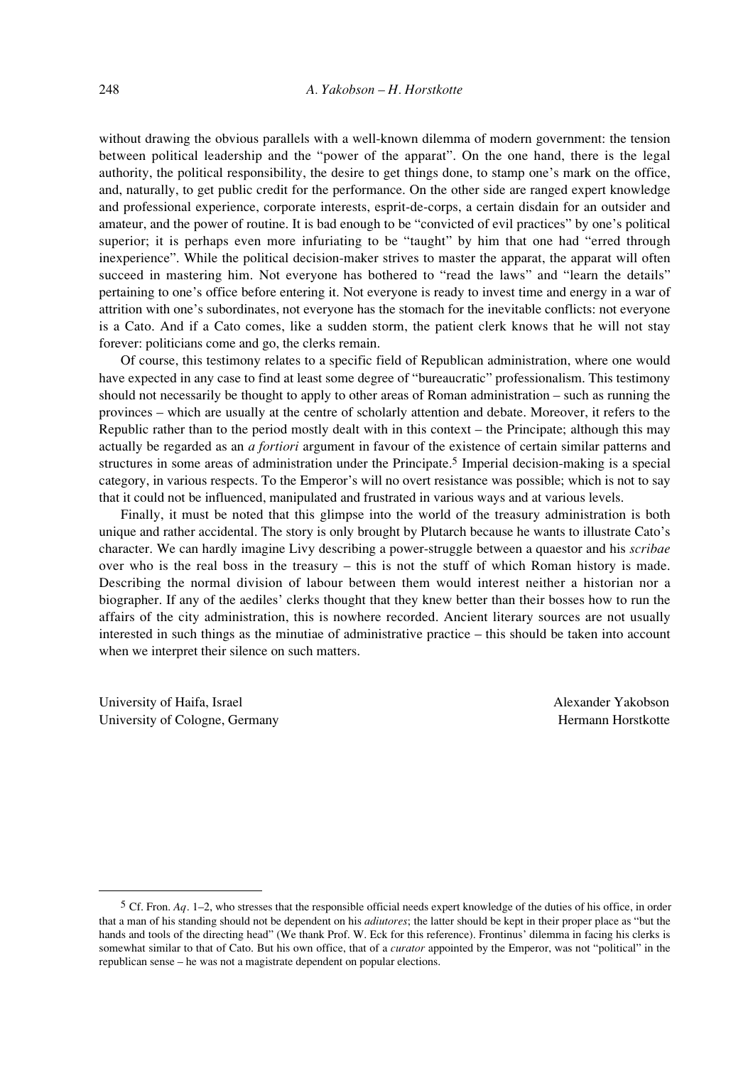without drawing the obvious parallels with a well-known dilemma of modern government: the tension between political leadership and the "power of the apparat". On the one hand, there is the legal authority, the political responsibility, the desire to get things done, to stamp one's mark on the office, and, naturally, to get public credit for the performance. On the other side are ranged expert knowledge and professional experience, corporate interests, esprit-de-corps, a certain disdain for an outsider and amateur, and the power of routine. It is bad enough to be "convicted of evil practices" by one's political superior; it is perhaps even more infuriating to be "taught" by him that one had "erred through inexperience". While the political decision-maker strives to master the apparat, the apparat will often succeed in mastering him. Not everyone has bothered to "read the laws" and "learn the details" pertaining to one's office before entering it. Not everyone is ready to invest time and energy in a war of attrition with one's subordinates, not everyone has the stomach for the inevitable conflicts: not everyone is a Cato. And if a Cato comes, like a sudden storm, the patient clerk knows that he will not stay forever: politicians come and go, the clerks remain.

Of course, this testimony relates to a specific field of Republican administration, where one would have expected in any case to find at least some degree of "bureaucratic" professionalism. This testimony should not necessarily be thought to apply to other areas of Roman administration – such as running the provinces – which are usually at the centre of scholarly attention and debate. Moreover, it refers to the Republic rather than to the period mostly dealt with in this context – the Principate; although this may actually be regarded as an *a fortiori* argument in favour of the existence of certain similar patterns and structures in some areas of administration under the Principate.[5] Imperial decision-making is a special category, in various respects. To the Emperor's will no overt resistance was possible; which is not to say that it could not be influenced, manipulated and frustrated in various ways and at various levels.

Finally, it must be noted that this glimpse into the world of the treasury administration is both unique and rather accidental. The story is only brought by Plutarch because he wants to illustrate Cato's character. We can hardly imagine Livy describing a power-struggle between a quaestor and his *scribae* over who is the real boss in the treasury – this is not the stuff of which Roman history is made. Describing the normal division of labour between them would interest neither a historian nor a biographer. If any of the aediles' clerks thought that they knew better than their bosses how to run the affairs of the city administration, this is nowhere recorded. Ancient literary sources are not usually interested in such things as the minutiae of administrative practice – this should be taken into account when we interpret their silence on such matters.

University of Haifa, Israel — Alexander Yakobson

University of Cologne, Germany — Hermann Horstkotte

---

[5] Cf. Fron. *Aq*. 1–2, who stresses that the responsible official needs expert knowledge of the duties of his office, in order that a man of his standing should not be dependent on his *adiutores*; the latter should be kept in their proper place as "but the hands and tools of the directing head" (We thank Prof. W. Eck for this reference). Frontinus' dilemma in facing his clerks is somewhat similar to that of Cato. But his own office, that of a *curator* appointed by the Emperor, was not "political" in the republican sense – he was not a magistrate dependent on popular elections.